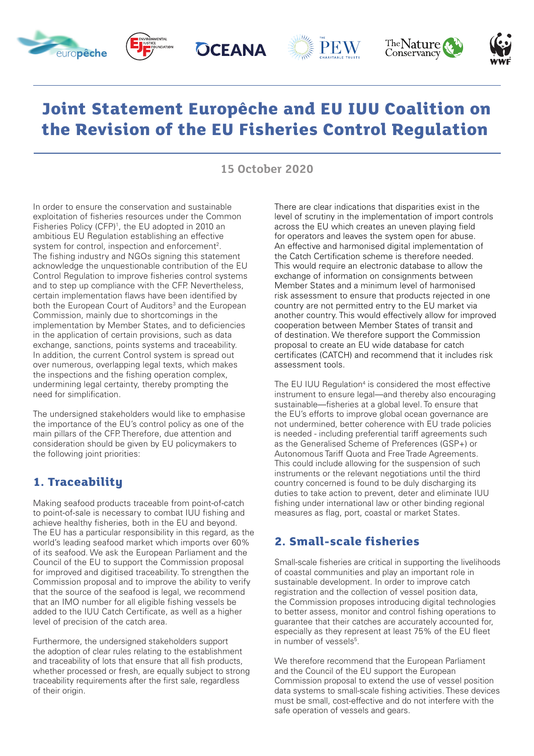# Joint Statement Europêche and EU IUU Coalition on the Revision of the EU Fisheries Control Regulation

**15 October 2020**

In order to ensure the conservation and sustainable exploitation of fisheries resources under the Common Fisheries Policy (CFP)[1], the EU adopted in 2010 an ambitious EU Regulation establishing an effective system for control, inspection and enforcement[2]. The fishing industry and NGOs signing this statement acknowledge the unquestionable contribution of the EU Control Regulation to improve fisheries control systems and to step up compliance with the CFP. Nevertheless, certain implementation flaws have been identified by both the European Court of Auditors[3] and the European Commission, mainly due to shortcomings in the implementation by Member States, and to deficiencies in the application of certain provisions, such as data exchange, sanctions, points systems and traceability. In addition, the current Control system is spread out over numerous, overlapping legal texts, which makes the inspections and the fishing operation complex, undermining legal certainty, thereby prompting the need for simplification.

The undersigned stakeholders would like to emphasise the importance of the EU's control policy as one of the main pillars of the CFP. Therefore, due attention and consideration should be given by EU policymakers to the following joint priorities:

## 1. Traceability

Making seafood products traceable from point-of-catch to point-of-sale is necessary to combat IUU fishing and achieve healthy fisheries, both in the EU and beyond. The EU has a particular responsibility in this regard, as the world's leading seafood market which imports over 60% of its seafood. We ask the European Parliament and the Council of the EU to support the Commission proposal for improved and digitised traceability. To strengthen the Commission proposal and to improve the ability to verify that the source of the seafood is legal, we recommend that an IMO number for all eligible fishing vessels be added to the IUU Catch Certificate, as well as a higher level of precision of the catch area.

Furthermore, the undersigned stakeholders support the adoption of clear rules relating to the establishment and traceability of lots that ensure that all fish products, whether processed or fresh, are equally subject to strong traceability requirements after the first sale, regardless of their origin.

There are clear indications that disparities exist in the level of scrutiny in the implementation of import controls across the EU which creates an uneven playing field for operators and leaves the system open for abuse. An effective and harmonised digital implementation of the Catch Certification scheme is therefore needed. This would require an electronic database to allow the exchange of information on consignments between Member States and a minimum level of harmonised risk assessment to ensure that products rejected in one country are not permitted entry to the EU market via another country. This would effectively allow for improved cooperation between Member States of transit and of destination. We therefore support the Commission proposal to create an EU wide database for catch certificates (CATCH) and recommend that it includes risk assessment tools.

The EU IUU Regulation[4] is considered the most effective instrument to ensure legal—and thereby also encouraging sustainable—fisheries at a global level. To ensure that the EU's efforts to improve global ocean governance are not undermined, better coherence with EU trade policies is needed - including preferential tariff agreements such as the Generalised Scheme of Preferences (GSP+) or Autonomous Tariff Quota and Free Trade Agreements. This could include allowing for the suspension of such instruments or the relevant negotiations until the third country concerned is found to be duly discharging its duties to take action to prevent, deter and eliminate IUU fishing under international law or other binding regional measures as flag, port, coastal or market States.

## 2. Small-scale fisheries

Small-scale fisheries are critical in supporting the livelihoods of coastal communities and play an important role in sustainable development. In order to improve catch registration and the collection of vessel position data, the Commission proposes introducing digital technologies to better assess, monitor and control fishing operations to guarantee that their catches are accurately accounted for, especially as they represent at least 75% of the EU fleet in number of vessels[5].

We therefore recommend that the European Parliament and the Council of the EU support the European Commission proposal to extend the use of vessel position data systems to small-scale fishing activities. These devices must be small, cost-effective and do not interfere with the safe operation of vessels and gears.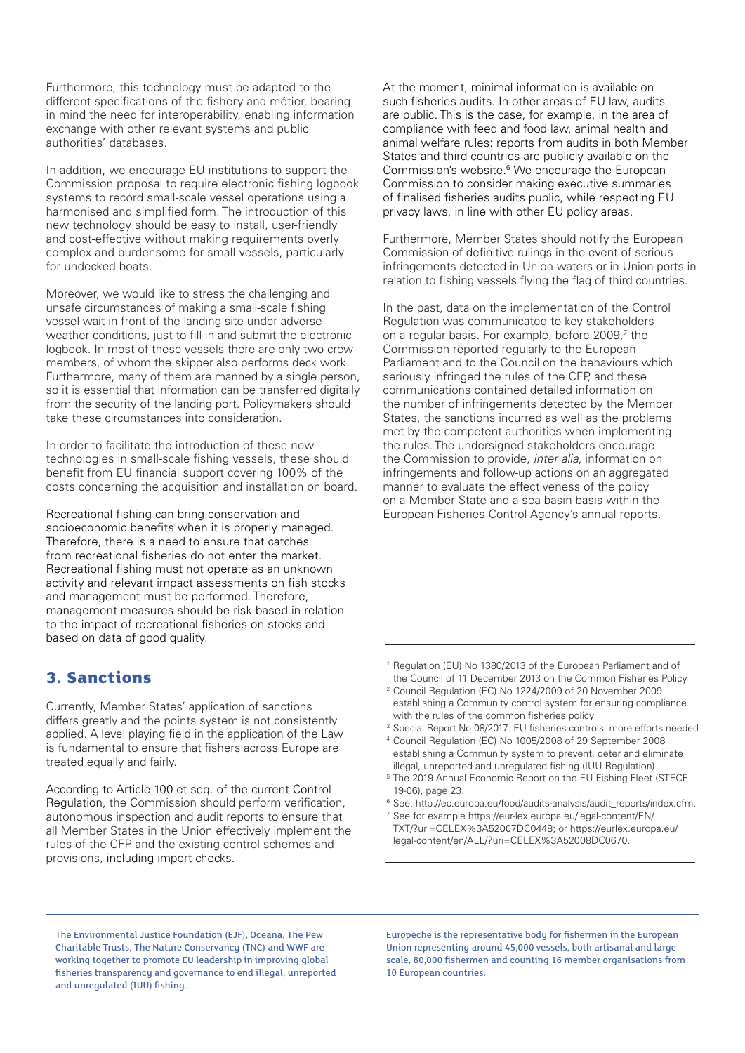Furthermore, this technology must be adapted to the different specifications of the fishery and métier, bearing in mind the need for interoperability, enabling information exchange with other relevant systems and public authorities' databases.

In addition, we encourage EU institutions to support the Commission proposal to require electronic fishing logbook systems to record small-scale vessel operations using a harmonised and simplified form. The introduction of this new technology should be easy to install, user-friendly and cost-effective without making requirements overly complex and burdensome for small vessels, particularly for undecked boats.

Moreover, we would like to stress the challenging and unsafe circumstances of making a small-scale fishing vessel wait in front of the landing site under adverse weather conditions, just to fill in and submit the electronic logbook. In most of these vessels there are only two crew members, of whom the skipper also performs deck work. Furthermore, many of them are manned by a single person, so it is essential that information can be transferred digitally from the security of the landing port. Policymakers should take these circumstances into consideration.

In order to facilitate the introduction of these new technologies in small-scale fishing vessels, these should benefit from EU financial support covering 100% of the costs concerning the acquisition and installation on board.

Recreational fishing can bring conservation and socioeconomic benefits when it is properly managed. Therefore, there is a need to ensure that catches from recreational fisheries do not enter the market. Recreational fishing must not operate as an unknown activity and relevant impact assessments on fish stocks and management must be performed. Therefore, management measures should be risk-based in relation to the impact of recreational fisheries on stocks and based on data of good quality.

## 3. Sanctions

Currently, Member States' application of sanctions differs greatly and the points system is not consistently applied. A level playing field in the application of the Law is fundamental to ensure that fishers across Europe are treated equally and fairly.

According to Article 100 et seq. of the current Control Regulation, the Commission should perform verification, autonomous inspection and audit reports to ensure that all Member States in the Union effectively implement the rules of the CFP and the existing control schemes and provisions, including import checks.

At the moment, minimal information is available on such fisheries audits. In other areas of EU law, audits are public. This is the case, for example, in the area of compliance with feed and food law, animal health and animal welfare rules: reports from audits in both Member States and third countries are publicly available on the Commission's website.[6] We encourage the European Commission to consider making executive summaries of finalised fisheries audits public, while respecting EU privacy laws, in line with other EU policy areas.

Furthermore, Member States should notify the European Commission of definitive rulings in the event of serious infringements detected in Union waters or in Union ports in relation to fishing vessels flying the flag of third countries.

In the past, data on the implementation of the Control Regulation was communicated to key stakeholders on a regular basis. For example, before 2009,[7] the Commission reported regularly to the European Parliament and to the Council on the behaviours which seriously infringed the rules of the CFP, and these communications contained detailed information on the number of infringements detected by the Member States, the sanctions incurred as well as the problems met by the competent authorities when implementing the rules. The undersigned stakeholders encourage the Commission to provide, *inter alia*, information on infringements and follow-up actions on an aggregated manner to evaluate the effectiveness of the policy on a Member State and a sea-basin basis within the European Fisheries Control Agency's annual reports.

---

[1] Regulation (EU) No 1380/2013 of the European Parliament and of the Council of 11 December 2013 on the Common Fisheries Policy

[2] Council Regulation (EC) No 1224/2009 of 20 November 2009 establishing a Community control system for ensuring compliance with the rules of the common fisheries policy

[3] Special Report No 08/2017: EU fisheries controls: more efforts needed

[4] Council Regulation (EC) No 1005/2008 of 29 September 2008 establishing a Community system to prevent, deter and eliminate illegal, unreported and unregulated fishing (IUU Regulation)

[5] The 2019 Annual Economic Report on the EU Fishing Fleet (STECF 19-06), page 23.

[6] See: http://ec.europa.eu/food/audits-analysis/audit_reports/index.cfm.

[7] See for example https://eur-lex.europa.eu/legal-content/EN/TXT/?uri=CELEX%3A52007DC0448; or https://eurlex.europa.eu/legal-content/en/ALL/?uri=CELEX%3A52008DC0670.

---

The Environmental Justice Foundation (EJF), Oceana, The Pew Charitable Trusts, The Nature Conservancy (TNC) and WWF are working together to promote EU leadership in improving global fisheries transparency and governance to end illegal, unreported and unregulated (IUU) fishing.

Europêche is the representative body for fishermen in the European Union representing around 45,000 vessels, both artisanal and large scale, 80,000 fishermen and counting 16 member organisations from 10 European countries.